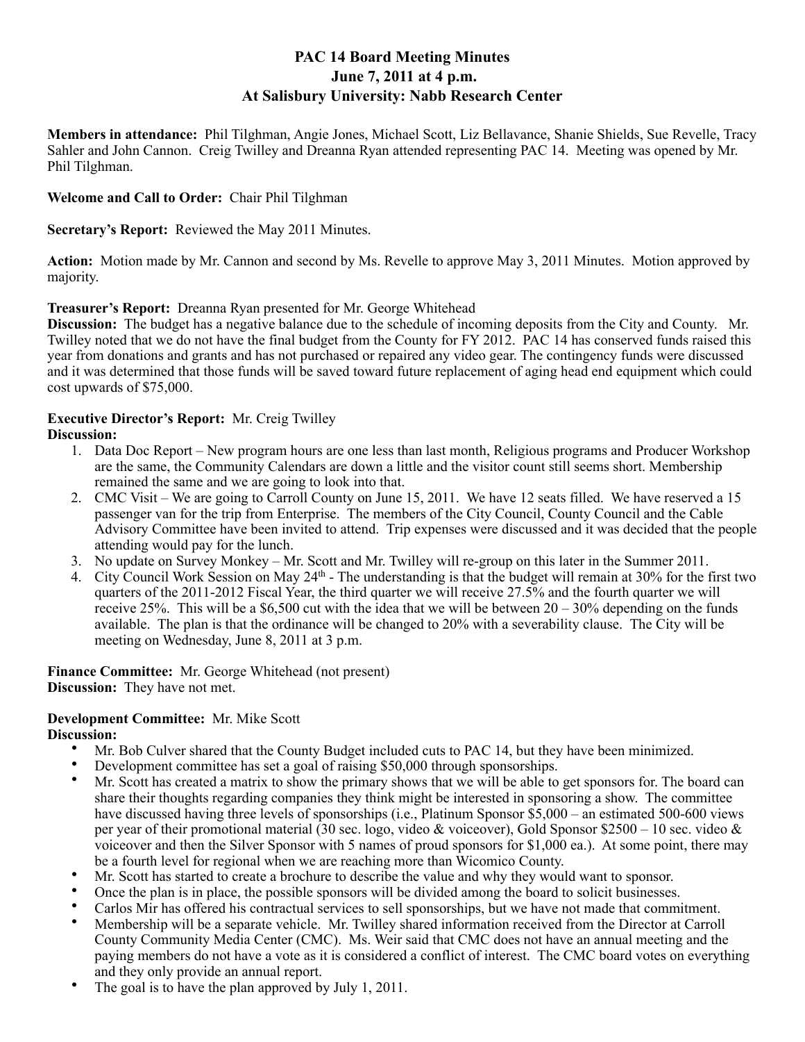**PAC 14 Board Meeting Minutes**
**June 7, 2011 at 4 p.m.**
**At Salisbury University: Nabb Research Center**

**Members in attendance:** Phil Tilghman, Angie Jones, Michael Scott, Liz Bellavance, Shanie Shields, Sue Revelle, Tracy Sahler and John Cannon. Creig Twilley and Dreanna Ryan attended representing PAC 14. Meeting was opened by Mr. Phil Tilghman.

**Welcome and Call to Order:** Chair Phil Tilghman

**Secretary's Report:** Reviewed the May 2011 Minutes.

**Action:** Motion made by Mr. Cannon and second by Ms. Revelle to approve May 3, 2011 Minutes. Motion approved by majority.

**Treasurer's Report:** Dreanna Ryan presented for Mr. George Whitehead

**Discussion:** The budget has a negative balance due to the schedule of incoming deposits from the City and County. Mr. Twilley noted that we do not have the final budget from the County for FY 2012. PAC 14 has conserved funds raised this year from donations and grants and has not purchased or repaired any video gear. The contingency funds were discussed and it was determined that those funds will be saved toward future replacement of aging head end equipment which could cost upwards of $75,000.

**Executive Director's Report:** Mr. Creig Twilley

**Discussion:**

1. Data Doc Report – New program hours are one less than last month, Religious programs and Producer Workshop are the same, the Community Calendars are down a little and the visitor count still seems short. Membership remained the same and we are going to look into that.
2. CMC Visit – We are going to Carroll County on June 15, 2011. We have 12 seats filled. We have reserved a 15 passenger van for the trip from Enterprise. The members of the City Council, County Council and the Cable Advisory Committee have been invited to attend. Trip expenses were discussed and it was decided that the people attending would pay for the lunch.
3. No update on Survey Monkey – Mr. Scott and Mr. Twilley will re-group on this later in the Summer 2011.
4. City Council Work Session on May 24th - The understanding is that the budget will remain at 30% for the first two quarters of the 2011-2012 Fiscal Year, the third quarter we will receive 27.5% and the fourth quarter we will receive 25%. This will be a $6,500 cut with the idea that we will be between 20 – 30% depending on the funds available. The plan is that the ordinance will be changed to 20% with a severability clause. The City will be meeting on Wednesday, June 8, 2011 at 3 p.m.

**Finance Committee:** Mr. George Whitehead (not present)

**Discussion:** They have not met.

**Development Committee:** Mr. Mike Scott

**Discussion:**

- Mr. Bob Culver shared that the County Budget included cuts to PAC 14, but they have been minimized.
- Development committee has set a goal of raising $50,000 through sponsorships.
- Mr. Scott has created a matrix to show the primary shows that we will be able to get sponsors for. The board can share their thoughts regarding companies they think might be interested in sponsoring a show. The committee have discussed having three levels of sponsorships (i.e., Platinum Sponsor $5,000 – an estimated 500-600 views per year of their promotional material (30 sec. logo, video & voiceover), Gold Sponsor $2500 – 10 sec. video & voiceover and then the Silver Sponsor with 5 names of proud sponsors for $1,000 ea.). At some point, there may be a fourth level for regional when we are reaching more than Wicomico County.
- Mr. Scott has started to create a brochure to describe the value and why they would want to sponsor.
- Once the plan is in place, the possible sponsors will be divided among the board to solicit businesses.
- Carlos Mir has offered his contractual services to sell sponsorships, but we have not made that commitment.
- Membership will be a separate vehicle. Mr. Twilley shared information received from the Director at Carroll County Community Media Center (CMC). Ms. Weir said that CMC does not have an annual meeting and the paying members do not have a vote as it is considered a conflict of interest. The CMC board votes on everything and they only provide an annual report.
- The goal is to have the plan approved by July 1, 2011.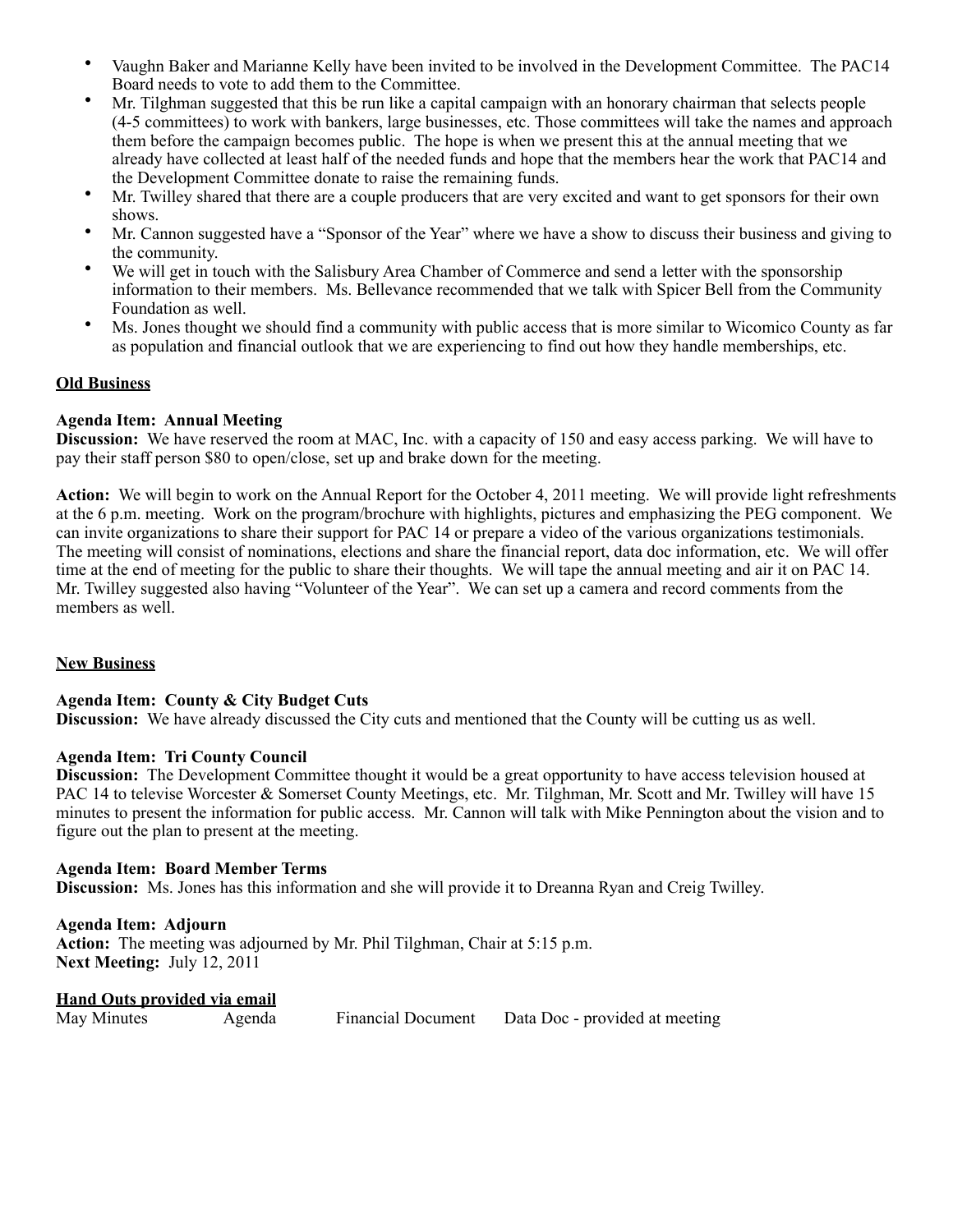- Vaughn Baker and Marianne Kelly have been invited to be involved in the Development Committee. The PAC14 Board needs to vote to add them to the Committee.
- Mr. Tilghman suggested that this be run like a capital campaign with an honorary chairman that selects people (4-5 committees) to work with bankers, large businesses, etc. Those committees will take the names and approach them before the campaign becomes public. The hope is when we present this at the annual meeting that we already have collected at least half of the needed funds and hope that the members hear the work that PAC14 and the Development Committee donate to raise the remaining funds.
- Mr. Twilley shared that there are a couple producers that are very excited and want to get sponsors for their own shows.
- Mr. Cannon suggested have a "Sponsor of the Year" where we have a show to discuss their business and giving to the community.
- We will get in touch with the Salisbury Area Chamber of Commerce and send a letter with the sponsorship information to their members. Ms. Bellevance recommended that we talk with Spicer Bell from the Community Foundation as well.
- Ms. Jones thought we should find a community with public access that is more similar to Wicomico County as far as population and financial outlook that we are experiencing to find out how they handle memberships, etc.

**Old Business**

**Agenda Item: Annual Meeting**
**Discussion:** We have reserved the room at MAC, Inc. with a capacity of 150 and easy access parking. We will have to pay their staff person $80 to open/close, set up and brake down for the meeting.

**Action:** We will begin to work on the Annual Report for the October 4, 2011 meeting. We will provide light refreshments at the 6 p.m. meeting. Work on the program/brochure with highlights, pictures and emphasizing the PEG component. We can invite organizations to share their support for PAC 14 or prepare a video of the various organizations testimonials. The meeting will consist of nominations, elections and share the financial report, data doc information, etc. We will offer time at the end of meeting for the public to share their thoughts. We will tape the annual meeting and air it on PAC 14. Mr. Twilley suggested also having "Volunteer of the Year". We can set up a camera and record comments from the members as well.

**New Business**

**Agenda Item: County & City Budget Cuts**
**Discussion:** We have already discussed the City cuts and mentioned that the County will be cutting us as well.

**Agenda Item: Tri County Council**
**Discussion:** The Development Committee thought it would be a great opportunity to have access television housed at PAC 14 to televise Worcester & Somerset County Meetings, etc. Mr. Tilghman, Mr. Scott and Mr. Twilley will have 15 minutes to present the information for public access. Mr. Cannon will talk with Mike Pennington about the vision and to figure out the plan to present at the meeting.

**Agenda Item: Board Member Terms**
**Discussion:** Ms. Jones has this information and she will provide it to Dreanna Ryan and Creig Twilley.

**Agenda Item: Adjourn**
**Action:** The meeting was adjourned by Mr. Phil Tilghman, Chair at 5:15 p.m.
**Next Meeting:** July 12, 2011

**Hand Outs provided via email**

May Minutes Agenda Financial Document Data Doc - provided at meeting